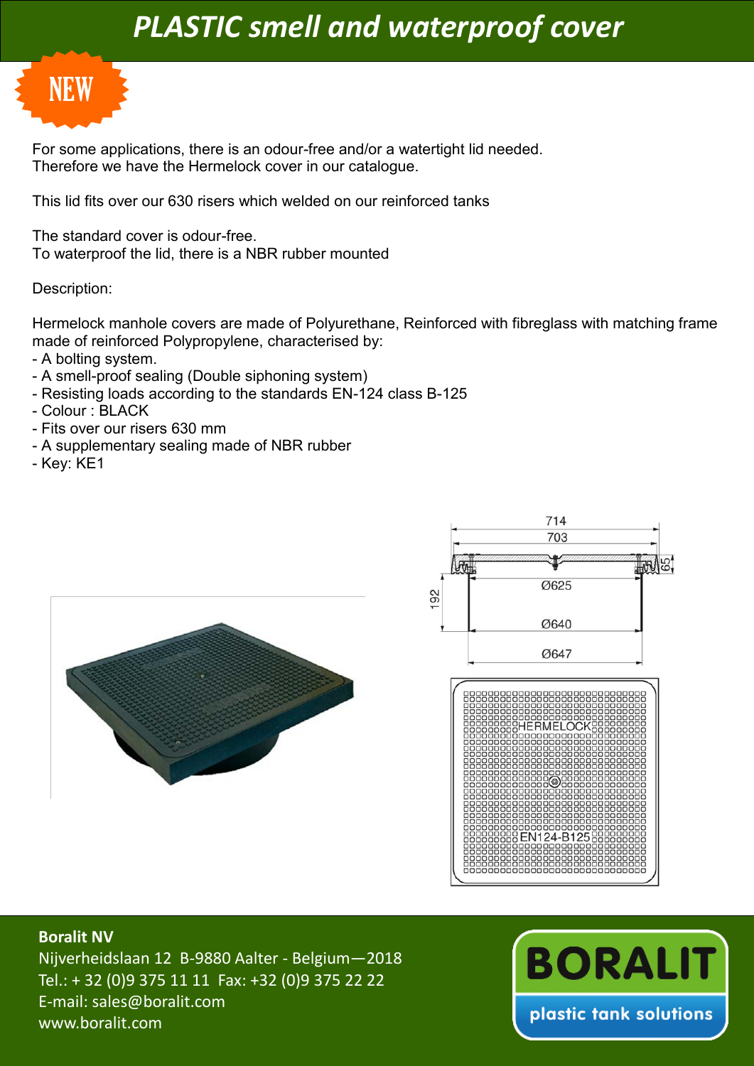# PLASTIC smell and waterproof cover

NEW

For some applications, there is an odour-free and/or a watertight lid needed.
Therefore we have the Hermelock cover in our catalogue.

This lid fits over our 630 risers which welded on our reinforced tanks

The standard cover is odour-free.
To waterproof the lid, there is a NBR rubber mounted

Description:

Hermelock manhole covers are made of Polyurethane, Reinforced with fibreglass with matching frame made of reinforced Polypropylene, characterised by:

- A bolting system.
- A smell-proof sealing (Double siphoning system)
- Resisting loads according to the standards EN-124 class B-125
- Colour : BLACK
- Fits over our risers 630 mm
- A supplementary sealing made of NBR rubber
- Key: KE1

**Boralit NV**
Nijverheidslaan 12 B-9880 Aalter - Belgium—2018
Tel.: + 32 (0)9 375 11 11 Fax: +32 (0)9 375 22 22
E-mail: sales@boralit.com
www.boralit.com

BORALIT
plastic tank solutions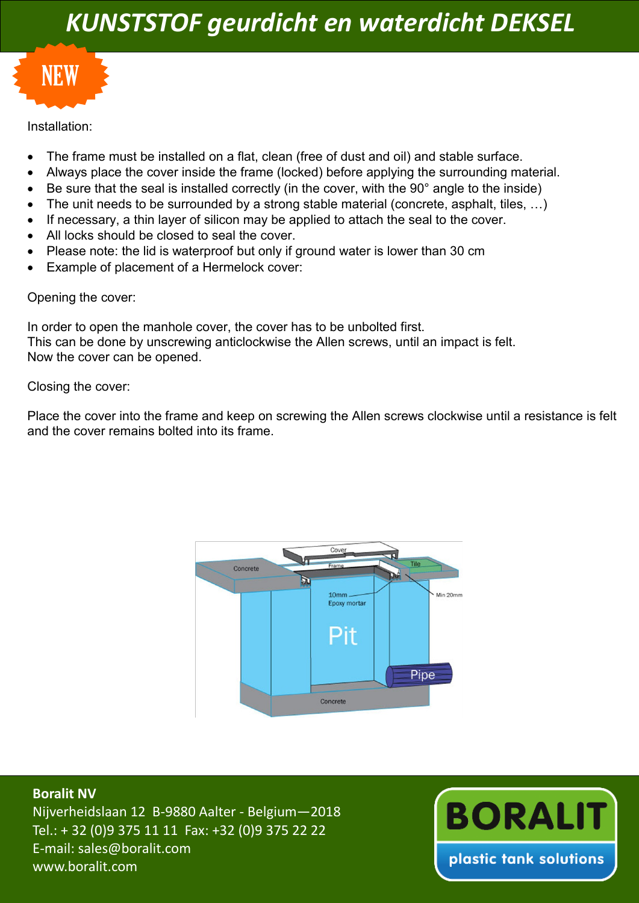# KUNSTSTOF geurdicht en waterdicht DEKSEL

NEW

Installation:

- The frame must be installed on a flat, clean (free of dust and oil) and stable surface.
- Always place the cover inside the frame (locked) before applying the surrounding material.
- Be sure that the seal is installed correctly (in the cover, with the 90° angle to the inside)
- The unit needs to be surrounded by a strong stable material (concrete, asphalt, tiles, …)
- If necessary, a thin layer of silicon may be applied to attach the seal to the cover.
- All locks should be closed to seal the cover.
- Please note: the lid is waterproof but only if ground water is lower than 30 cm
- Example of placement of a Hermelock cover:

Opening the cover:

In order to open the manhole cover, the cover has to be unbolted first.
This can be done by unscrewing anticlockwise the Allen screws, until an impact is felt.
Now the cover can be opened.

Closing the cover:

Place the cover into the frame and keep on screwing the Allen screws clockwise until a resistance is felt and the cover remains bolted into its frame.

Cover
Frame
Tile
Concrete
10mm
Epoxy mortar
Min 20mm
Pit
Pipe
Concrete

**Boralit NV**
Nijverheidslaan 12 B-9880 Aalter - Belgium—2018
Tel.: + 32 (0)9 375 11 11 Fax: +32 (0)9 375 22 22
E-mail: sales@boralit.com
www.boralit.com

BORALIT
plastic tank solutions